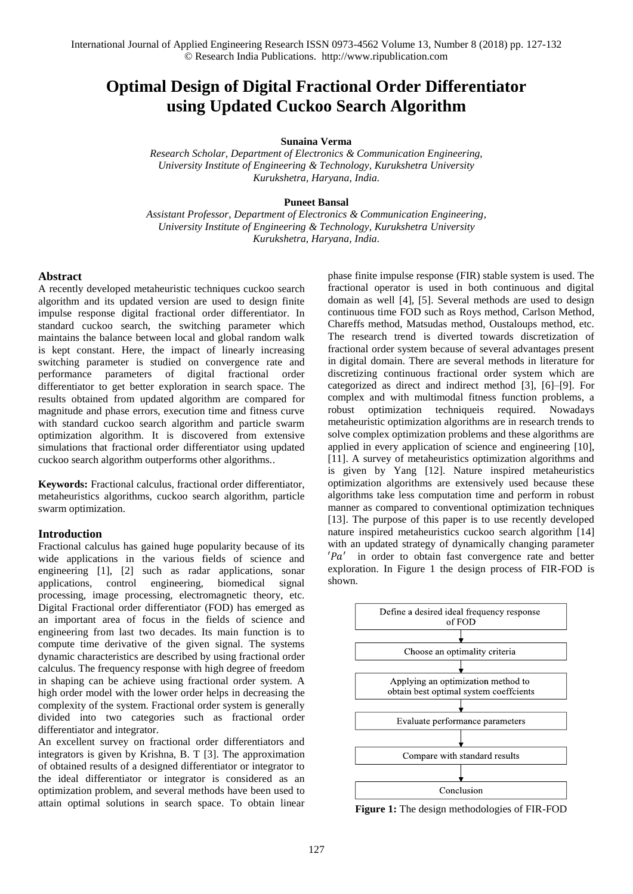# Optimal Design of Digital Fractional Order Differentiator using Updated Cuckoo Search Algorithm

**Sunaina Verma**

*Research Scholar, Department of Electronics & Communication Engineering, University Institute of Engineering & Technology, Kurukshetra University Kurukshetra, Haryana, India.*

**Puneet Bansal**

*Assistant Professor, Department of Electronics & Communication Engineering, University Institute of Engineering & Technology, Kurukshetra University Kurukshetra, Haryana, India.*

## Abstract

A recently developed metaheuristic techniques cuckoo search algorithm and its updated version are used to design finite impulse response digital fractional order differentiator. In standard cuckoo search, the switching parameter which maintains the balance between local and global random walk is kept constant. Here, the impact of linearly increasing switching parameter is studied on convergence rate and performance parameters of digital fractional order differentiator to get better exploration in search space. The results obtained from updated algorithm are compared for magnitude and phase errors, execution time and fitness curve with standard cuckoo search algorithm and particle swarm optimization algorithm. It is discovered from extensive simulations that fractional order differentiator using updated cuckoo search algorithm outperforms other algorithms..

**Keywords:** Fractional calculus, fractional order differentiator, metaheuristics algorithms, cuckoo search algorithm, particle swarm optimization.

## Introduction

Fractional calculus has gained huge popularity because of its wide applications in the various fields of science and engineering [1], [2] such as radar applications, sonar applications, control engineering, biomedical signal processing, image processing, electromagnetic theory, etc. Digital Fractional order differentiator (FOD) has emerged as an important area of focus in the fields of science and engineering from last two decades. Its main function is to compute time derivative of the given signal. The systems dynamic characteristics are described by using fractional order calculus. The frequency response with high degree of freedom in shaping can be achieve using fractional order system. A high order model with the lower order helps in decreasing the complexity of the system. Fractional order system is generally divided into two categories such as fractional order differentiator and integrator.

An excellent survey on fractional order differentiators and integrators is given by Krishna, B. T [3]. The approximation of obtained results of a designed differentiator or integrator to the ideal differentiator or integrator is considered as an optimization problem, and several methods have been used to attain optimal solutions in search space. To obtain linear phase finite impulse response (FIR) stable system is used. The fractional operator is used in both continuous and digital domain as well [4], [5]. Several methods are used to design continuous time FOD such as Roys method, Carlson Method, Chareffs method, Matsudas method, Oustaloups method, etc. The research trend is diverted towards discretization of fractional order system because of several advantages present in digital domain. There are several methods in literature for discretizing continuous fractional order system which are categorized as direct and indirect method [3], [6]–[9]. For complex and with multimodal fitness function problems, a robust optimization techniqueis required. Nowadays metaheuristic optimization algorithms are in research trends to solve complex optimization problems and these algorithms are applied in every application of science and engineering [10], [11]. A survey of metaheuristics optimization algorithms and is given by Yang [12]. Nature inspired metaheuristics optimization algorithms are extensively used because these algorithms take less computation time and perform in robust manner as compared to conventional optimization techniques [13]. The purpose of this paper is to use recently developed nature inspired metaheuristics cuckoo search algorithm [14] with an updated strategy of dynamically changing parameter $'Pa'$ in order to obtain fast convergence rate and better exploration. In Figure 1 the design process of FIR-FOD is shown.

Define a desired ideal frequency response of FOD
↓
Choose an optimality criteria
↓
Applying an optimization method to obtain best optimal system coeffcients
↓
Evaluate performance parameters
↓
Compare with standard results
↓
Conclusion

**Figure 1:** The design methodologies of FIR-FOD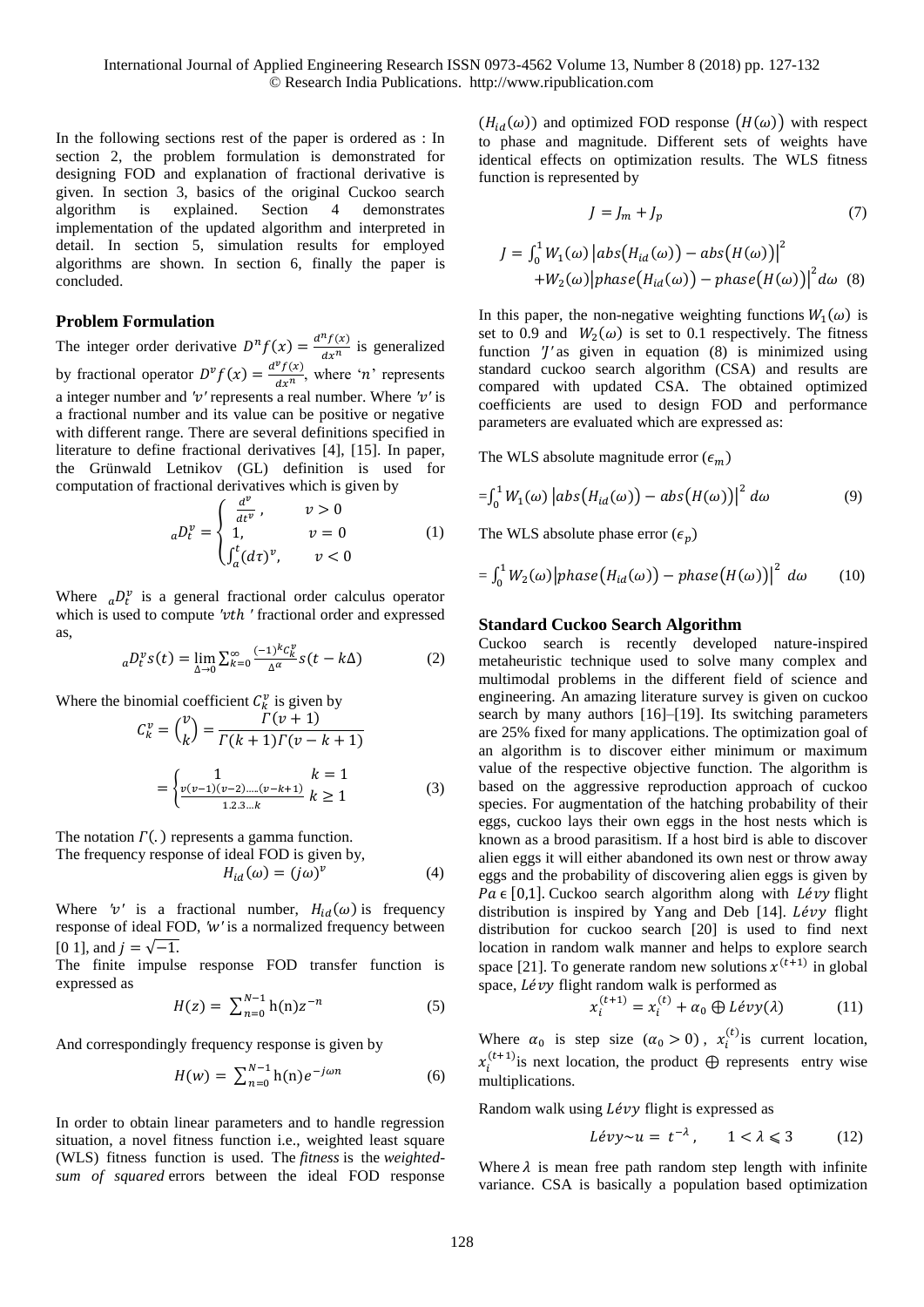In the following sections rest of the paper is ordered as : In section 2, the problem formulation is demonstrated for designing FOD and explanation of fractional derivative is given. In section 3, basics of the original Cuckoo search algorithm is explained. Section 4 demonstrates implementation of the updated algorithm and interpreted in detail. In section 5, simulation results for employed algorithms are shown. In section 6, finally the paper is concluded.

## Problem Formulation

The integer order derivative $D^n f(x) = \frac{d^n f(x)}{dx^n}$ is generalized by fractional operator $D^v f(x) = \frac{d^v f(x)}{dx^n}$, where '$n$' represents a integer number and '$v$' represents a real number. Where '$v$' is a fractional number and its value can be positive or negative with different range. There are several definitions specified in literature to define fractional derivatives [4], [15]. In paper, the Grünwald Letnikov (GL) definition is used for computation of fractional derivatives which is given by

$$
{}_aD_t^v = \begin{cases} \frac{d^v}{dt^v}, & v > 0 \\ 1, & v = 0 \\ \int_a^t (d\tau)^v, & v < 0 \end{cases} \quad (1)
$$

Where ${}_aD_t^v$ is a general fractional order calculus operator which is used to compute '$vth$' fractional order and expressed as,

$$
{}_aD_t^v s(t) = \lim_{\Delta \to 0} \sum_{k=0}^{\infty} \frac{(-1)^k C_k^v}{\Delta^\alpha} s(t - k\Delta) \quad (2)
$$

Where the binomial coefficient $C_k^v$ is given by

$$
C_k^v = \binom{v}{k} = \frac{\Gamma(v+1)}{\Gamma(k+1)\Gamma(v-k+1)}
$$

$$
= \begin{cases} 1 & k = 1 \\ \frac{v(v-1)(v-2).....(v-k+1)}{1.2.3...k} & k \geq 1 \end{cases} \quad (3)
$$

The notation $\Gamma(.)$ represents a gamma function.

The frequency response of ideal FOD is given by,

$$
H_{id}(\omega) = (j\omega)^v \quad (4)
$$

Where '$v$' is a fractional number, $H_{id}(\omega)$ is frequency response of ideal FOD, '$w$' is a normalized frequency between [0 1], and $j = \sqrt{-1}$.

The finite impulse response FOD transfer function is expressed as

$$
H(z) = \sum_{n=0}^{N-1} \mathrm{h}(\mathrm{n}) z^{-n} \quad (5)
$$

And correspondingly frequency response is given by

$$
H(w) = \sum_{n=0}^{N-1} \mathrm{h}(\mathrm{n}) e^{-j\omega n} \quad (6)
$$

In order to obtain linear parameters and to handle regression situation, a novel fitness function i.e., weighted least square (WLS) fitness function is used. The *fitness* is the *weighted-sum of squared* errors between the ideal FOD response ($H_{id}(\omega)$) and optimized FOD response ($H(\omega)$) with respect to phase and magnitude. Different sets of weights have identical effects on optimization results. The WLS fitness function is represented by

$$
J = J_m + J_p \quad (7)
$$

$$
J = \int_0^1 W_1(\omega) \left| abs(H_{id}(\omega)) - abs(H(\omega)) \right|^2 + W_2(\omega) \left| phase(H_{id}(\omega)) - phase(H(\omega)) \right|^2 d\omega \quad (8)
$$

In this paper, the non-negative weighting functions $W_1(\omega)$ is set to 0.9 and $W_2(\omega)$ is set to 0.1 respectively. The fitness function '$J$' as given in equation (8) is minimized using standard cuckoo search algorithm (CSA) and results are compared with updated CSA. The obtained optimized coefficients are used to design FOD and performance parameters are evaluated which are expressed as:

The WLS absolute magnitude error ($\epsilon_m$)

$$
= \int_0^1 W_1(\omega) \left| abs(H_{id}(\omega)) - abs(H(\omega)) \right|^2 d\omega \quad (9)
$$

The WLS absolute phase error ($\epsilon_p$)

$$
= \int_0^1 W_2(\omega) \left| phase(H_{id}(\omega)) - phase(H(\omega)) \right|^2 d\omega \quad (10)
$$

## Standard Cuckoo Search Algorithm

Cuckoo search is recently developed nature-inspired metaheuristic technique used to solve many complex and multimodal problems in the different field of science and engineering. An amazing literature survey is given on cuckoo search by many authors [16]–[19]. Its switching parameters are 25% fixed for many applications. The optimization goal of an algorithm is to discover either minimum or maximum value of the respective objective function. The algorithm is based on the aggressive reproduction approach of cuckoo species. For augmentation of the hatching probability of their eggs, cuckoo lays their own eggs in the host nests which is known as a brood parasitism. If a host bird is able to discover alien eggs it will either abandoned its own nest or throw away eggs and the probability of discovering alien eggs is given by $Pa \in [0,1]$. Cuckoo search algorithm along with $Lévy$ flight distribution is inspired by Yang and Deb [14]. $Lévy$ flight distribution for cuckoo search [20] is used to find next location in random walk manner and helps to explore search space [21]. To generate random new solutions $x^{(t+1)}$ in global space, $Lévy$ flight random walk is performed as

$$
x_i^{(t+1)} = x_i^{(t)} + \alpha_0 \oplus Lévy(\lambda) \quad (11)
$$

Where $\alpha_0$ is step size ($\alpha_0 > 0$), $x_i^{(t)}$ is current location, $x_i^{(t+1)}$ is next location, the product $\oplus$ represents entry wise multiplications.

Random walk using $Lévy$ flight is expressed as

$$
Lévy \sim u = t^{-\lambda}, \quad 1 < \lambda \leqslant 3 \quad (12)
$$

Where $\lambda$ is mean free path random step length with infinite variance. CSA is basically a population based optimization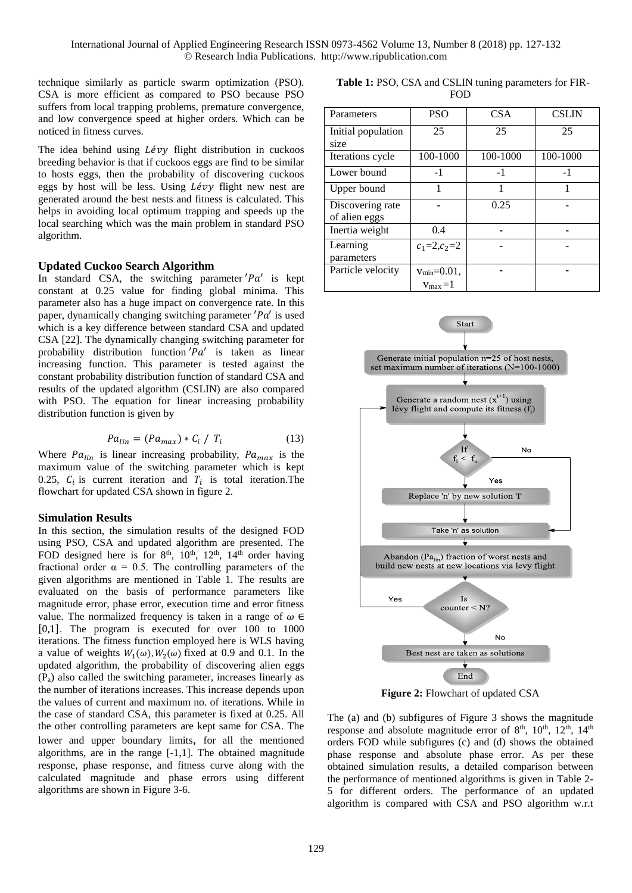technique similarly as particle swarm optimization (PSO). CSA is more efficient as compared to PSO because PSO suffers from local trapping problems, premature convergence, and low convergence speed at higher orders. Which can be noticed in fitness curves.

The idea behind using *Lévy* flight distribution in cuckoos breeding behavior is that if cuckoos eggs are find to be similar to hosts eggs, then the probability of discovering cuckoos eggs by host will be less. Using *Lévy* flight new nest are generated around the best nests and fitness is calculated. This helps in avoiding local optimum trapping and speeds up the local searching which was the main problem in standard PSO algorithm.

### Updated Cuckoo Search Algorithm

In standard CSA, the switching parameter $'Pa'$ is kept constant at 0.25 value for finding global minima. This parameter also has a huge impact on convergence rate. In this paper, dynamically changing switching parameter $'Pa'$ is used which is a key difference between standard CSA and updated CSA [22]. The dynamically changing switching parameter for probability distribution function $'Pa'$ is taken as linear increasing function. This parameter is tested against the constant probability distribution function of standard CSA and results of the updated algorithm (CSLIN) are also compared with PSO. The equation for linear increasing probability distribution function is given by

$$Pa_{lin} = (Pa_{max}) * C_i \ / \ T_i \tag{13}$$

Where $Pa_{lin}$ is linear increasing probability, $Pa_{max}$ is the maximum value of the switching parameter which is kept 0.25, $C_i$ is current iteration and $T_i$ is total iteration.The flowchart for updated CSA shown in figure 2.

### Simulation Results

In this section, the simulation results of the designed FOD using PSO, CSA and updated algorithm are presented. The FOD designed here is for 8th, 10th, 12th, 14th order having fractional order $\alpha = 0.5$. The controlling parameters of the given algorithms are mentioned in Table 1. The results are evaluated on the basis of performance parameters like magnitude error, phase error, execution time and error fitness value. The normalized frequency is taken in a range of $\omega \in [0,1]$. The program is executed for over 100 to 1000 iterations. The fitness function employed here is WLS having a value of weights $W_1(\omega), W_2(\omega)$ fixed at 0.9 and 0.1. In the updated algorithm, the probability of discovering alien eggs ($P_a$) also called the switching parameter, increases linearly as the number of iterations increases. This increase depends upon the values of current and maximum no. of iterations. While in the case of standard CSA, this parameter is fixed at 0.25. All the other controlling parameters are kept same for CSA. The lower and upper boundary limits, for all the mentioned algorithms, are in the range [-1,1]. The obtained magnitude response, phase response, and fitness curve along with the calculated magnitude and phase errors using different algorithms are shown in Figure 3-6.

**Table 1:** PSO, CSA and CSLIN tuning parameters for FIR-FOD

| Parameters | PSO | CSA | CSLIN |
|---|---|---|---|
| Initial population size | 25 | 25 | 25 |
| Iterations cycle | 100-1000 | 100-1000 | 100-1000 |
| Lower bound | -1 | -1 | -1 |
| Upper bound | 1 | 1 | 1 |
| Discovering rate of alien eggs | - | 0.25 | - |
| Inertia weight | 0.4 | - | - |
| Learning parameters | $c_1$=2,$c_2$=2 | - | - |
| Particle velocity | $v_{min}$=0.01, $v_{max}$=1 | - | - |

Start → Generate initial population n=25 of host nests, set maximum number of iterations (N=100-1000) → Generate a random nest ($x^{t+1}$) using lévy flight and compute its fitness ($f_l$) → If $f_l < f_n$ (No → Take 'n' as solution; Yes → Replace 'n' by new solution 'l') → Take 'n' as solution → Abandon ($Pa_{lin}$) fraction of worst nests and build new nests at new locations via levy flight → Is counter < N? (Yes → back to random nest generation; No →) Best nest are taken as solutions → End

**Figure 2:** Flowchart of updated CSA

The (a) and (b) subfigures of Figure 3 shows the magnitude response and absolute magnitude error of 8th, 10th, 12th, 14th orders FOD while subfigures (c) and (d) shows the obtained phase response and absolute phase error. As per these obtained simulation results, a detailed comparison between the performance of mentioned algorithms is given in Table 2-5 for different orders. The performance of an updated algorithm is compared with CSA and PSO algorithm w.r.t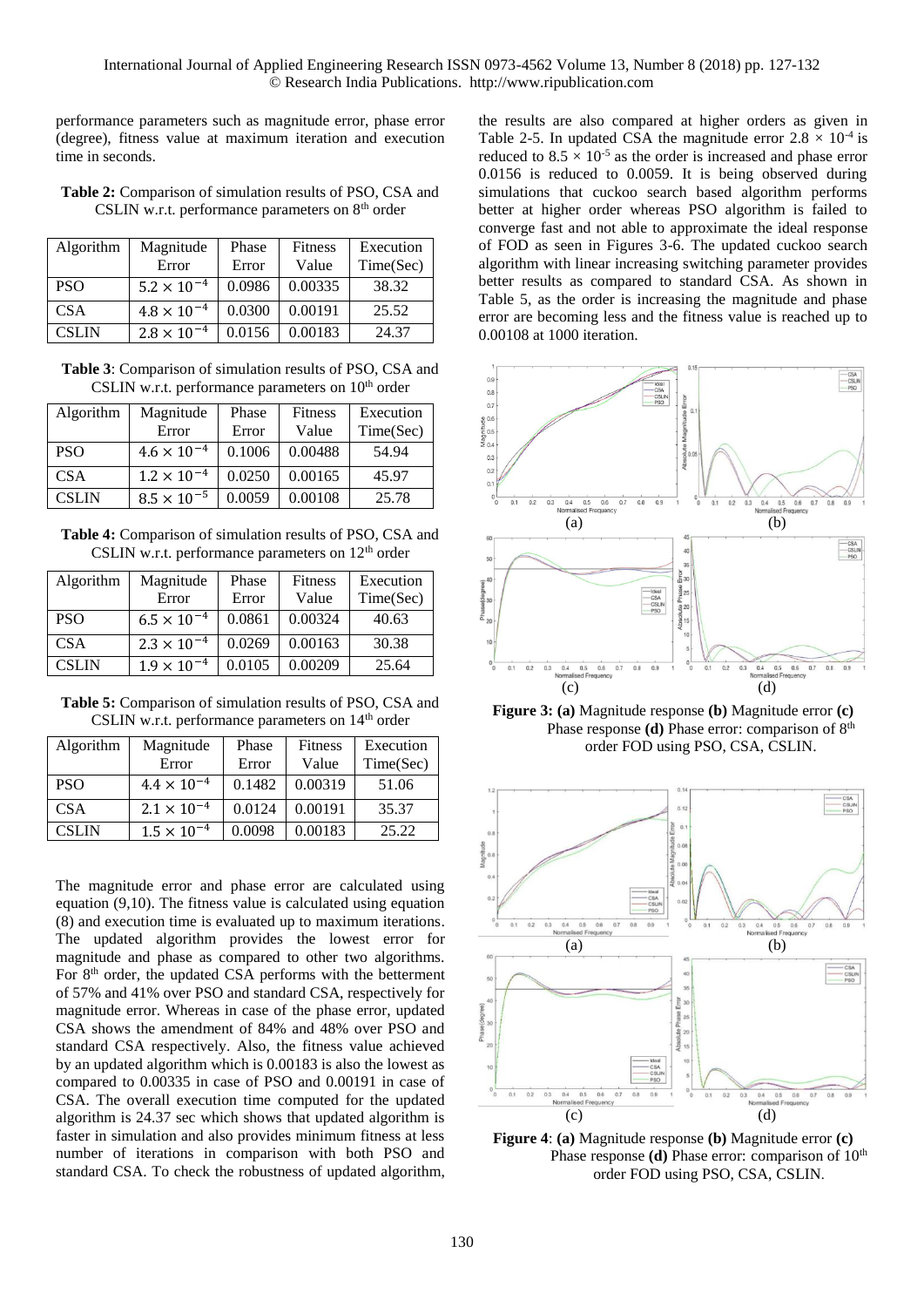performance parameters such as magnitude error, phase error (degree), fitness value at maximum iteration and execution time in seconds.

**Table 2:** Comparison of simulation results of PSO, CSA and CSLIN w.r.t. performance parameters on 8[th] order

| Algorithm | Magnitude Error | Phase Error | Fitness Value | Execution Time(Sec) |
|---|---|---|---|---|
| PSO | $5.2 \times 10^{-4}$ | 0.0986 | 0.00335 | 38.32 |
| CSA | $4.8 \times 10^{-4}$ | 0.0300 | 0.00191 | 25.52 |
| CSLIN | $2.8 \times 10^{-4}$ | 0.0156 | 0.00183 | 24.37 |

**Table 3**: Comparison of simulation results of PSO, CSA and CSLIN w.r.t. performance parameters on 10[th] order

| Algorithm | Magnitude Error | Phase Error | Fitness Value | Execution Time(Sec) |
|---|---|---|---|---|
| PSO | $4.6 \times 10^{-4}$ | 0.1006 | 0.00488 | 54.94 |
| CSA | $1.2 \times 10^{-4}$ | 0.0250 | 0.00165 | 45.97 |
| CSLIN | $8.5 \times 10^{-5}$ | 0.0059 | 0.00108 | 25.78 |

**Table 4:** Comparison of simulation results of PSO, CSA and CSLIN w.r.t. performance parameters on 12[th] order

| Algorithm | Magnitude Error | Phase Error | Fitness Value | Execution Time(Sec) |
|---|---|---|---|---|
| PSO | $6.5 \times 10^{-4}$ | 0.0861 | 0.00324 | 40.63 |
| CSA | $2.3 \times 10^{-4}$ | 0.0269 | 0.00163 | 30.38 |
| CSLIN | $1.9 \times 10^{-4}$ | 0.0105 | 0.00209 | 25.64 |

**Table 5:** Comparison of simulation results of PSO, CSA and CSLIN w.r.t. performance parameters on 14[th] order

| Algorithm | Magnitude Error | Phase Error | Fitness Value | Execution Time(Sec) |
|---|---|---|---|---|
| PSO | $4.4 \times 10^{-4}$ | 0.1482 | 0.00319 | 51.06 |
| CSA | $2.1 \times 10^{-4}$ | 0.0124 | 0.00191 | 35.37 |
| CSLIN | $1.5 \times 10^{-4}$ | 0.0098 | 0.00183 | 25.22 |

The magnitude error and phase error are calculated using equation (9,10). The fitness value is calculated using equation (8) and execution time is evaluated up to maximum iterations. The updated algorithm provides the lowest error for magnitude and phase as compared to other two algorithms. For 8[th] order, the updated CSA performs with the betterment of 57% and 41% over PSO and standard CSA, respectively for magnitude error. Whereas in case of the phase error, updated CSA shows the amendment of 84% and 48% over PSO and standard CSA respectively. Also, the fitness value achieved by an updated algorithm which is 0.00183 is also the lowest as compared to 0.00335 in case of PSO and 0.00191 in case of CSA. The overall execution time computed for the updated algorithm is 24.37 sec which shows that updated algorithm is faster in simulation and also provides minimum fitness at less number of iterations in comparison with both PSO and standard CSA. To check the robustness of updated algorithm, the results are also compared at higher orders as given in Table 2-5. In updated CSA the magnitude error $2.8 \times 10^{-4}$ is reduced to $8.5 \times 10^{-5}$ as the order is increased and phase error 0.0156 is reduced to 0.0059. It is being observed during simulations that cuckoo search based algorithm performs better at higher order whereas PSO algorithm is failed to converge fast and not able to approximate the ideal response of FOD as seen in Figures 3-6. The updated cuckoo search algorithm with linear increasing switching parameter provides better results as compared to standard CSA. As shown in Table 5, as the order is increasing the magnitude and phase error are becoming less and the fitness value is reached up to 0.00108 at 1000 iteration.

**Figure 3: (a)** Magnitude response **(b)** Magnitude error **(c)** Phase response **(d)** Phase error: comparison of 8[th] order FOD using PSO, CSA, CSLIN.

**Figure 4**: **(a)** Magnitude response **(b)** Magnitude error **(c)** Phase response **(d)** Phase error: comparison of 10[th] order FOD using PSO, CSA, CSLIN.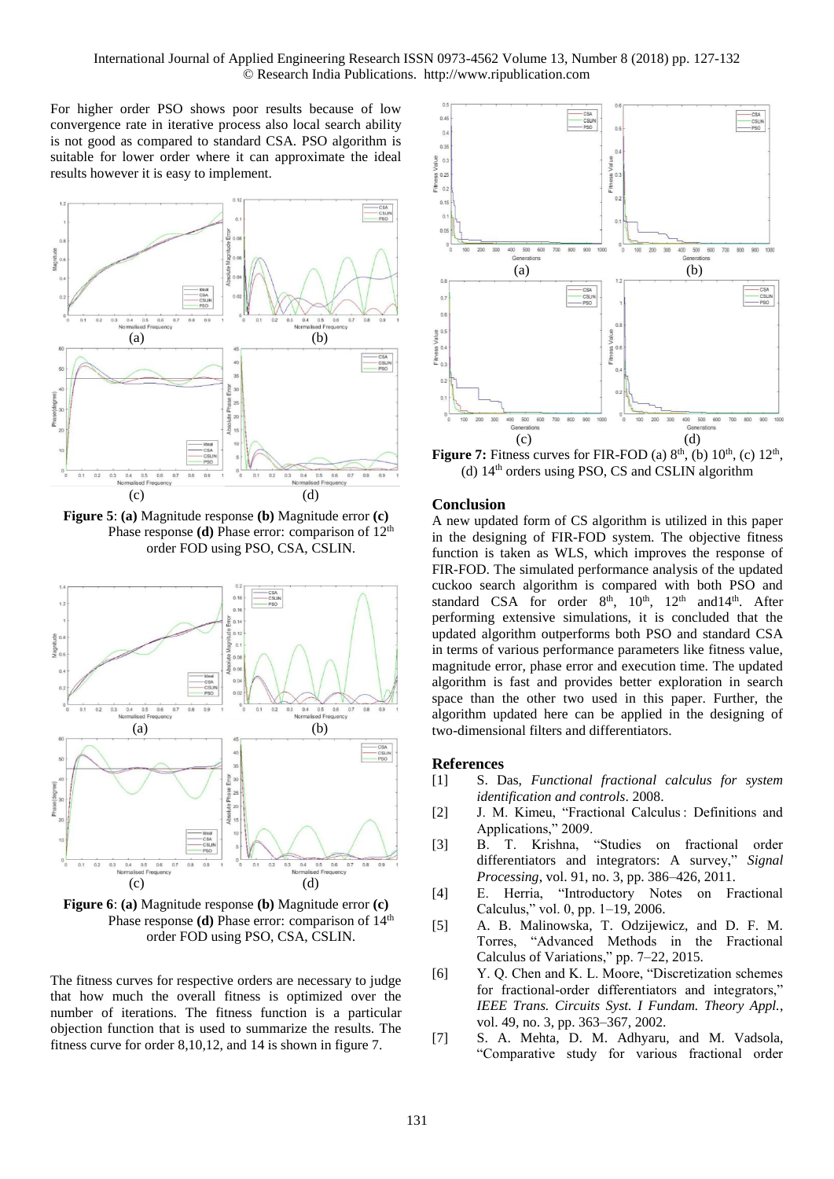For higher order PSO shows poor results because of low convergence rate in iterative process also local search ability is not good as compared to standard CSA. PSO algorithm is suitable for lower order where it can approximate the ideal results however it is easy to implement.

**Figure 5**: **(a)** Magnitude response **(b)** Magnitude error **(c)** Phase response **(d)** Phase error: comparison of 12th order FOD using PSO, CSA, CSLIN.

**Figure 6**: **(a)** Magnitude response **(b)** Magnitude error **(c)** Phase response **(d)** Phase error: comparison of 14th order FOD using PSO, CSA, CSLIN.

The fitness curves for respective orders are necessary to judge that how much the overall fitness is optimized over the number of iterations. The fitness function is a particular objection function that is used to summarize the results. The fitness curve for order 8,10,12, and 14 is shown in figure 7.

**Figure 7:** Fitness curves for FIR-FOD (a) 8th, (b) 10th, (c) 12th, (d) 14th orders using PSO, CS and CSLIN algorithm

## Conclusion

A new updated form of CS algorithm is utilized in this paper in the designing of FIR-FOD system. The objective fitness function is taken as WLS, which improves the response of FIR-FOD. The simulated performance analysis of the updated cuckoo search algorithm is compared with both PSO and standard CSA for order 8th, 10th, 12th and14th. After performing extensive simulations, it is concluded that the updated algorithm outperforms both PSO and standard CSA in terms of various performance parameters like fitness value, magnitude error, phase error and execution time. The updated algorithm is fast and provides better exploration in search space than the other two used in this paper. Further, the algorithm updated here can be applied in the designing of two-dimensional filters and differentiators.

## References

[1] S. Das, *Functional fractional calculus for system identification and controls*. 2008.

[2] J. M. Kimeu, "Fractional Calculus : Definitions and Applications," 2009.

[3] B. T. Krishna, "Studies on fractional order differentiators and integrators: A survey," *Signal Processing*, vol. 91, no. 3, pp. 386–426, 2011.

[4] E. Herria, "Introductory Notes on Fractional Calculus," vol. 0, pp. 1–19, 2006.

[5] A. B. Malinowska, T. Odzijewicz, and D. F. M. Torres, "Advanced Methods in the Fractional Calculus of Variations," pp. 7–22, 2015.

[6] Y. Q. Chen and K. L. Moore, "Discretization schemes for fractional-order differentiators and integrators," *IEEE Trans. Circuits Syst. I Fundam. Theory Appl.*, vol. 49, no. 3, pp. 363–367, 2002.

[7] S. A. Mehta, D. M. Adhyaru, and M. Vadsola, "Comparative study for various fractional order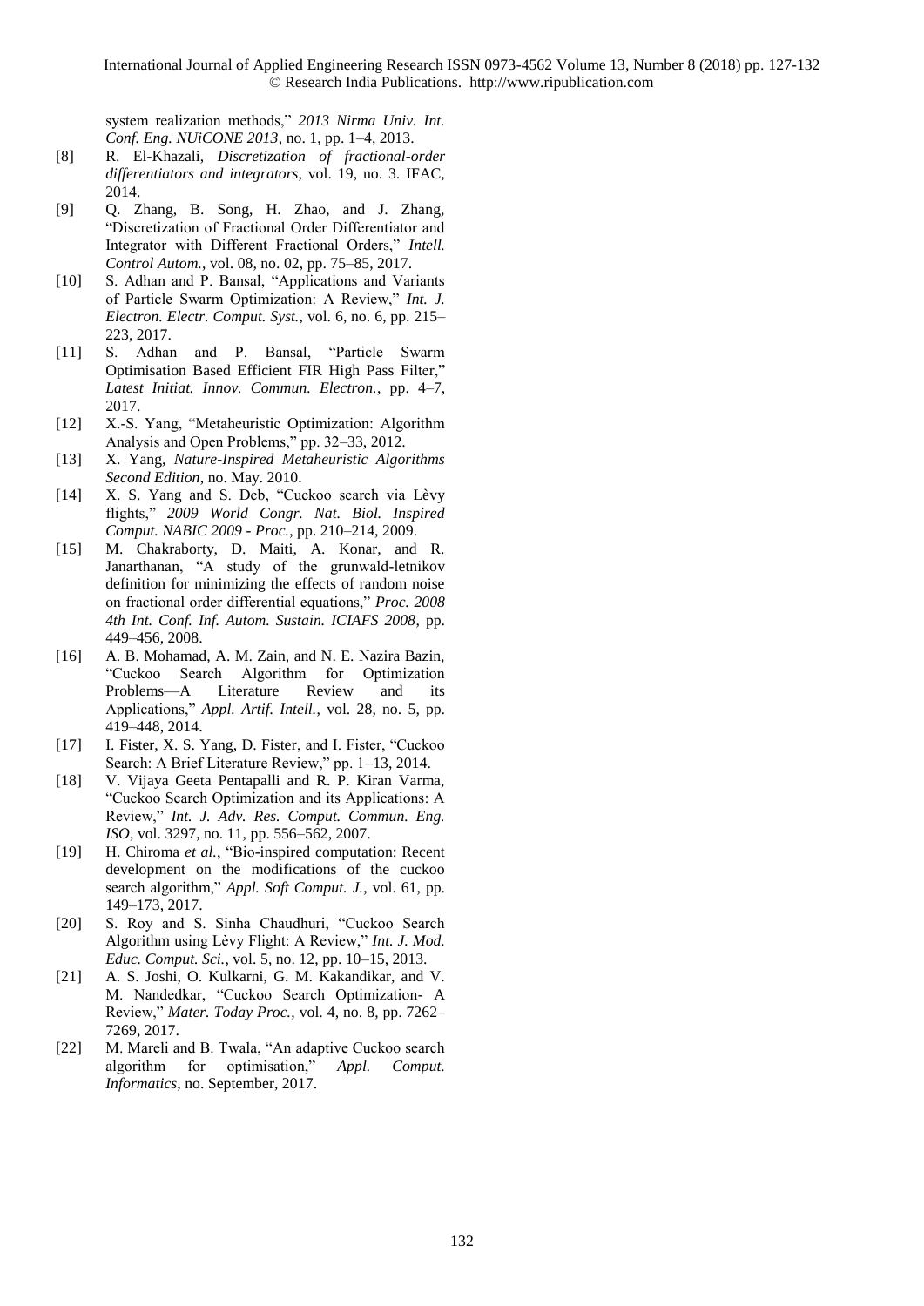system realization methods," *2013 Nirma Univ. Int. Conf. Eng. NUiCONE 2013*, no. 1, pp. 1–4, 2013.

[8] R. El-Khazali, *Discretization of fractional-order differentiators and integrators*, vol. 19, no. 3. IFAC, 2014.

[9] Q. Zhang, B. Song, H. Zhao, and J. Zhang, "Discretization of Fractional Order Differentiator and Integrator with Different Fractional Orders," *Intell. Control Autom.*, vol. 08, no. 02, pp. 75–85, 2017.

[10] S. Adhan and P. Bansal, "Applications and Variants of Particle Swarm Optimization: A Review," *Int. J. Electron. Electr. Comput. Syst.*, vol. 6, no. 6, pp. 215–223, 2017.

[11] S. Adhan and P. Bansal, "Particle Swarm Optimisation Based Efficient FIR High Pass Filter," *Latest Initiat. Innov. Commun. Electron.*, pp. 4–7, 2017.

[12] X.-S. Yang, "Metaheuristic Optimization: Algorithm Analysis and Open Problems," pp. 32–33, 2012.

[13] X. Yang, *Nature-Inspired Metaheuristic Algorithms Second Edition*, no. May. 2010.

[14] X. S. Yang and S. Deb, "Cuckoo search via Lèvy flights," *2009 World Congr. Nat. Biol. Inspired Comput. NABIC 2009 - Proc.*, pp. 210–214, 2009.

[15] M. Chakraborty, D. Maiti, A. Konar, and R. Janarthanan, "A study of the grunwald-letnikov definition for minimizing the effects of random noise on fractional order differential equations," *Proc. 2008 4th Int. Conf. Inf. Autom. Sustain. ICIAFS 2008*, pp. 449–456, 2008.

[16] A. B. Mohamad, A. M. Zain, and N. E. Nazira Bazin, "Cuckoo Search Algorithm for Optimization Problems—A Literature Review and its Applications," *Appl. Artif. Intell.*, vol. 28, no. 5, pp. 419–448, 2014.

[17] I. Fister, X. S. Yang, D. Fister, and I. Fister, "Cuckoo Search: A Brief Literature Review," pp. 1–13, 2014.

[18] V. Vijaya Geeta Pentapalli and R. P. Kiran Varma, "Cuckoo Search Optimization and its Applications: A Review," *Int. J. Adv. Res. Comput. Commun. Eng. ISO*, vol. 3297, no. 11, pp. 556–562, 2007.

[19] H. Chiroma *et al.*, "Bio-inspired computation: Recent development on the modifications of the cuckoo search algorithm," *Appl. Soft Comput. J.*, vol. 61, pp. 149–173, 2017.

[20] S. Roy and S. Sinha Chaudhuri, "Cuckoo Search Algorithm using Lèvy Flight: A Review," *Int. J. Mod. Educ. Comput. Sci.*, vol. 5, no. 12, pp. 10–15, 2013.

[21] A. S. Joshi, O. Kulkarni, G. M. Kakandikar, and V. M. Nandedkar, "Cuckoo Search Optimization- A Review," *Mater. Today Proc.*, vol. 4, no. 8, pp. 7262–7269, 2017.

[22] M. Mareli and B. Twala, "An adaptive Cuckoo search algorithm for optimisation," *Appl. Comput. Informatics*, no. September, 2017.